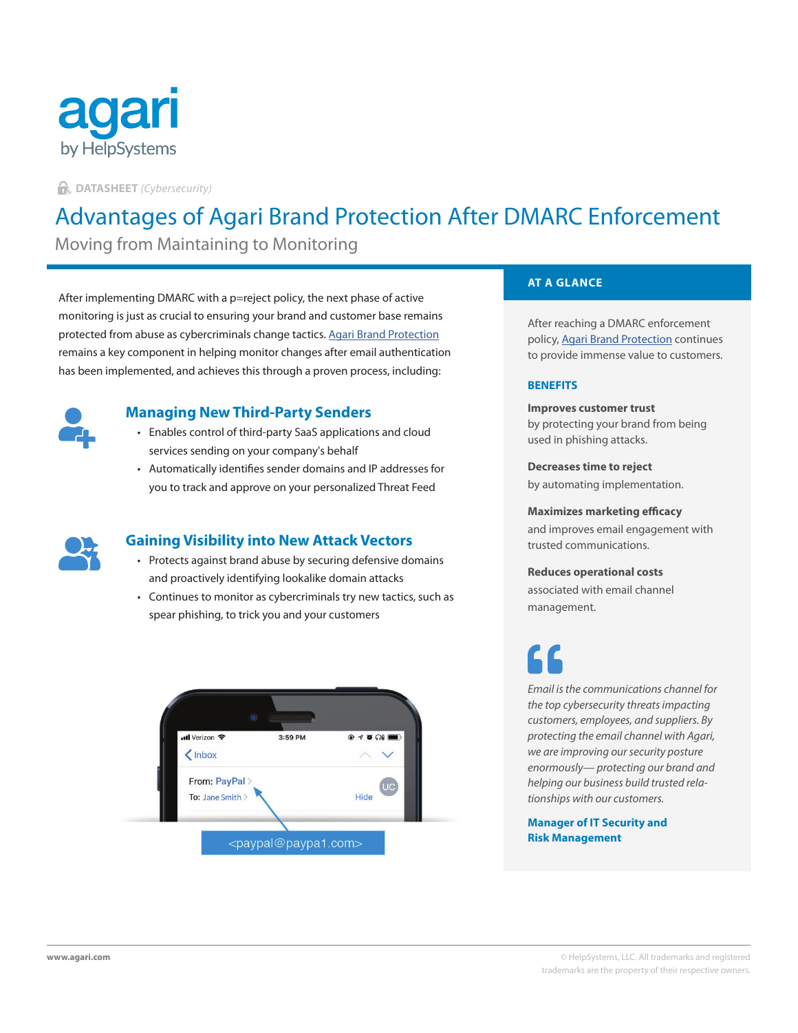agari
by HelpSystems

**DATASHEET** *(Cybersecurity)*

# Advantages of Agari Brand Protection After DMARC Enforcement

## Moving from Maintaining to Monitoring

After implementing DMARC with a p=reject policy, the next phase of active monitoring is just as crucial to ensuring your brand and customer base remains protected from abuse as cybercriminals change tactics. Agari Brand Protection remains a key component in helping monitor changes after email authentication has been implemented, and achieves this through a proven process, including:

### Managing New Third-Party Senders

- Enables control of third-party SaaS applications and cloud services sending on your company's behalf
- Automatically identifies sender domains and IP addresses for you to track and approve on your personalized Threat Feed

### Gaining Visibility into New Attack Vectors

- Protects against brand abuse by securing defensive domains and proactively identifying lookalike domain attacks
- Continues to monitor as cybercriminals try new tactics, such as spear phishing, to trick you and your customers

Verizon 3:59 PM
Inbox
From: PayPal
To: Jane Smith
Hide
UC

<paypal@paypa1.com>

## AT A GLANCE

After reaching a DMARC enforcement policy, Agari Brand Protection continues to provide immense value to customers.

### BENEFITS

**Improves customer trust**
by protecting your brand from being used in phishing attacks.

**Decreases time to reject**
by automating implementation.

**Maximizes marketing efficacy**
and improves email engagement with trusted communications.

**Reduces operational costs**
associated with email channel management.

*Email is the communications channel for the top cybersecurity threats impacting customers, employees, and suppliers. By protecting the email channel with Agari, we are improving our security posture enormously— protecting our brand and helping our business build trusted relationships with our customers.*

**Manager of IT Security and Risk Management**

www.agari.com

© HelpSystems, LLC. All trademarks and registered trademarks are the property of their respective owners.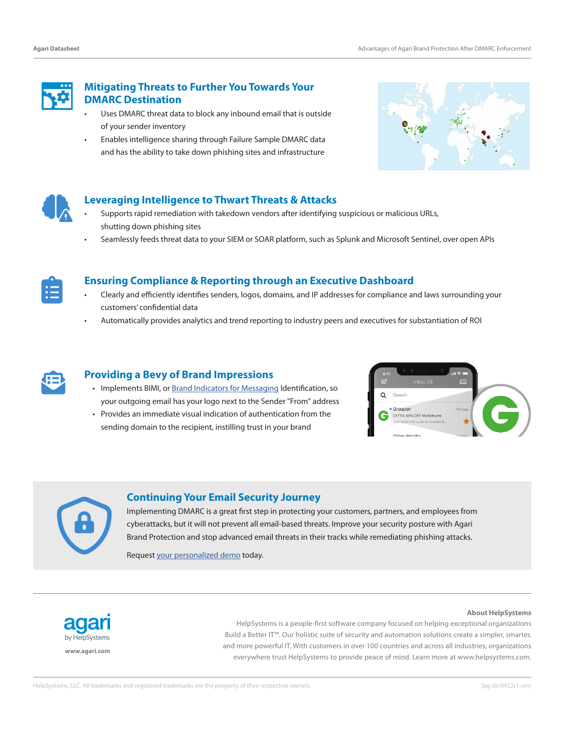## Mitigating Threats to Further You Towards Your DMARC Destination

- Uses DMARC threat data to block any inbound email that is outside of your sender inventory
- Enables intelligence sharing through Failure Sample DMARC data and has the ability to take down phishing sites and infrastructure

## Leveraging Intelligence to Thwart Threats & Attacks

- Supports rapid remediation with takedown vendors after identifying suspicious or malicious URLs, shutting down phishing sites
- Seamlessly feeds threat data to your SIEM or SOAR platform, such as Splunk and Microsoft Sentinel, over open APIs

## Ensuring Compliance & Reporting through an Executive Dashboard

- Clearly and efficiently identifies senders, logos, domains, and IP addresses for compliance and laws surrounding your customers' confidential data
- Automatically provides analytics and trend reporting to industry peers and executives for substantiation of ROI

## Providing a Bevy of Brand Impressions

- Implements BIMI, or Brand Indicators for Messaging Identification, so your outgoing email has your logo next to the Sender "From" address
- Provides an immediate visual indication of authentication from the sending domain to the recipient, instilling trust in your brand

## Continuing Your Email Security Journey

Implementing DMARC is a great first step in protecting your customers, partners, and employees from cyberattacks, but it will not prevent all email-based threats. Improve your security posture with Agari Brand Protection and stop advanced email threats in their tracks while remediating phishing attacks.

Request your personalized demo today.

agari by HelpSystems

www.agari.com

**About HelpSystems**

HelpSystems is a people-first software company focused on helping exceptional organizations Build a Better IT™. Our holistic suite of security and automation solutions create a simpler, smarter, and more powerful IT. With customers in over 100 countries and across all industries, organizations everywhere trust HelpSystems to provide peace of mind. Learn more at www.helpsystems.com.

HelpSystems, LLC. All trademarks and registered trademarks are the property of their respective owners. (ag-ds-0422r1-vm)